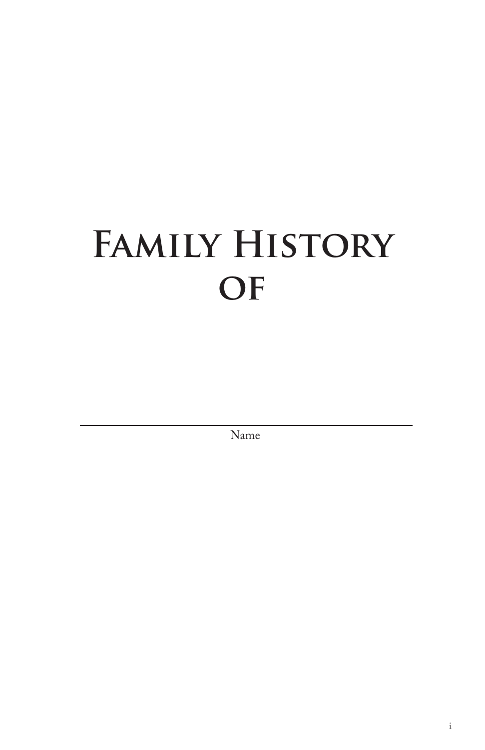# Family History of

---

Name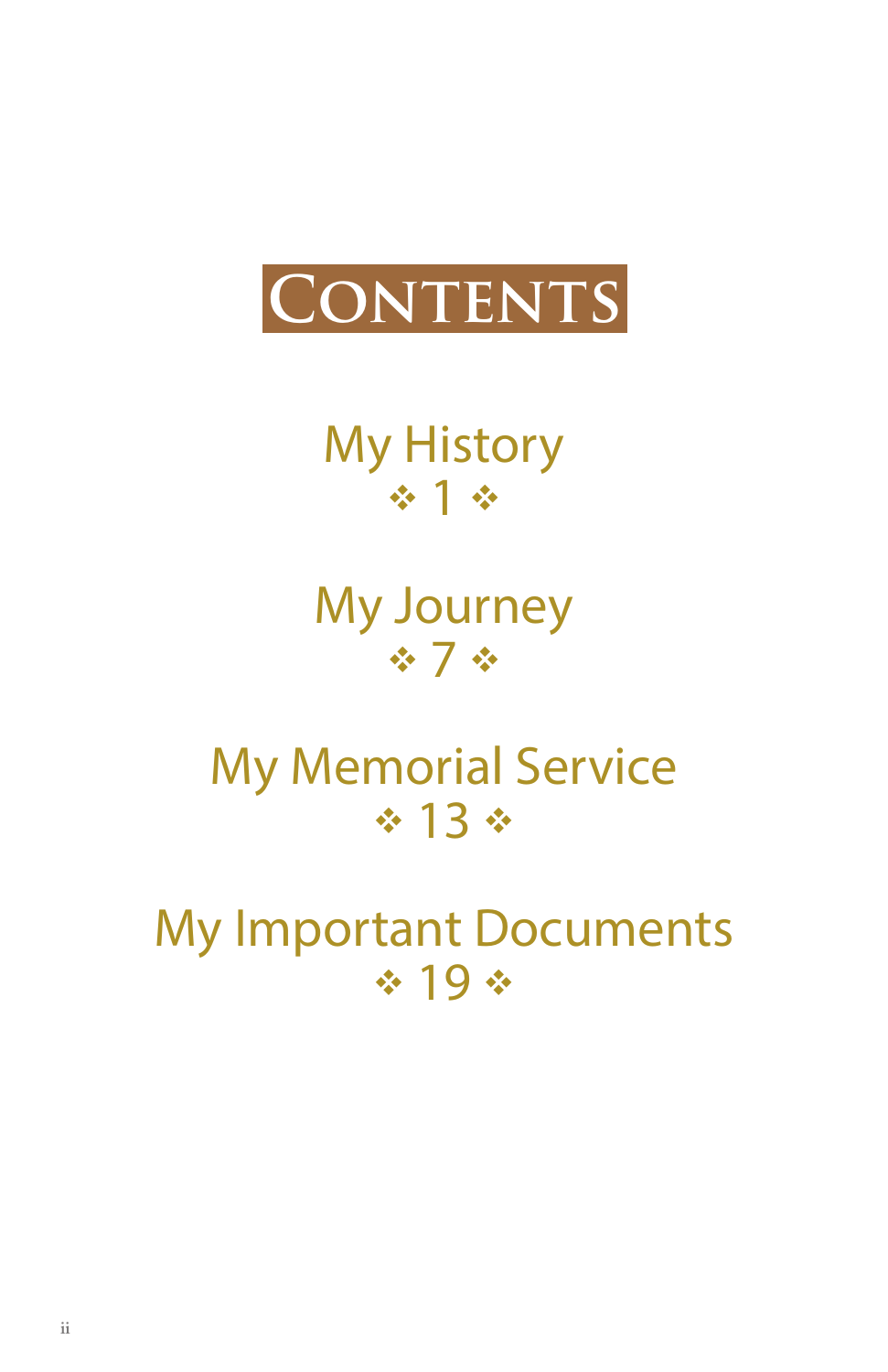# Contents

My History
❖ 1 ❖

My Journey
❖ 7 ❖

My Memorial Service
❖ 13 ❖

My Important Documents
❖ 19 ❖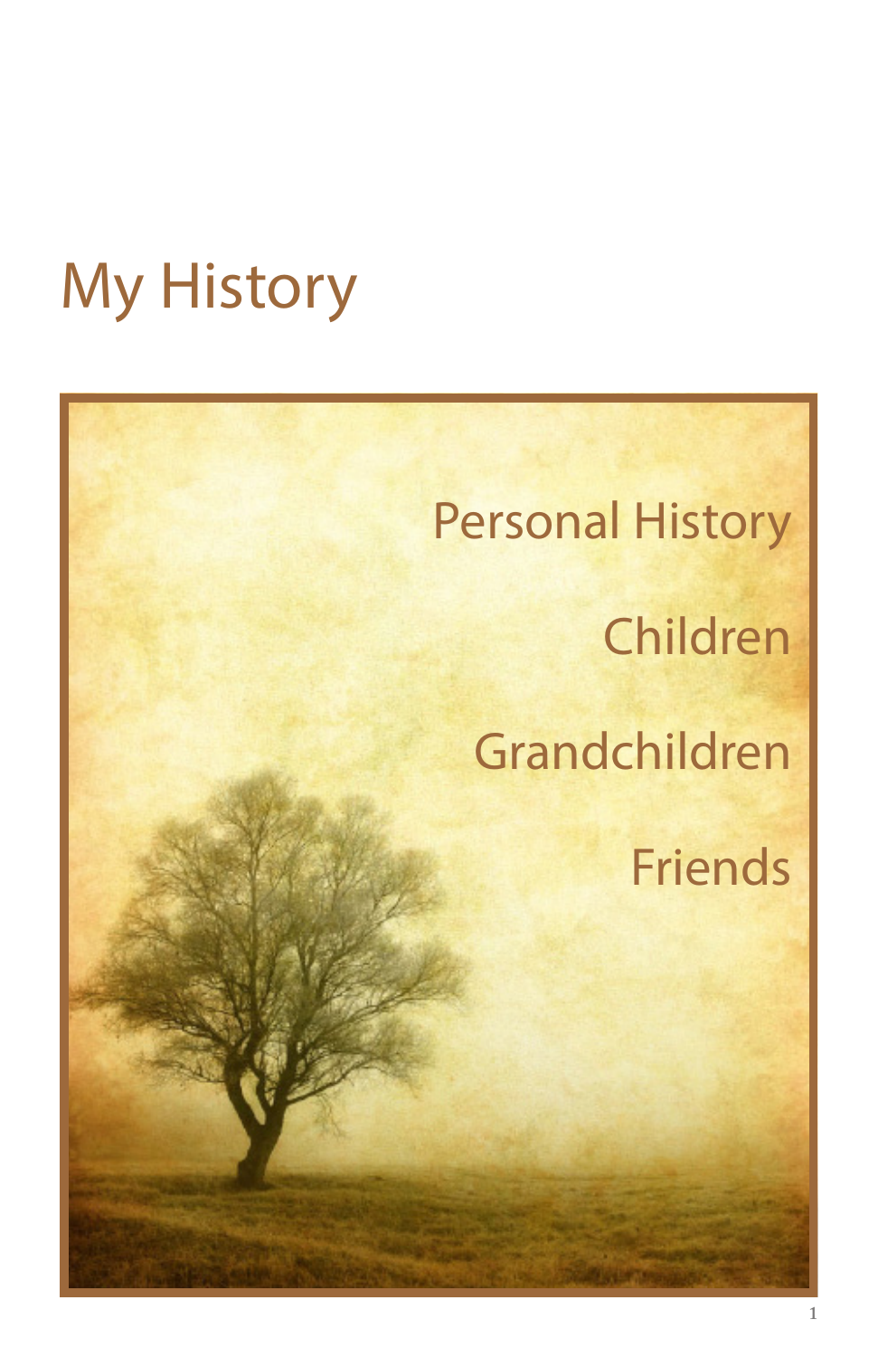# My History

Personal History

Children

Grandchildren

Friends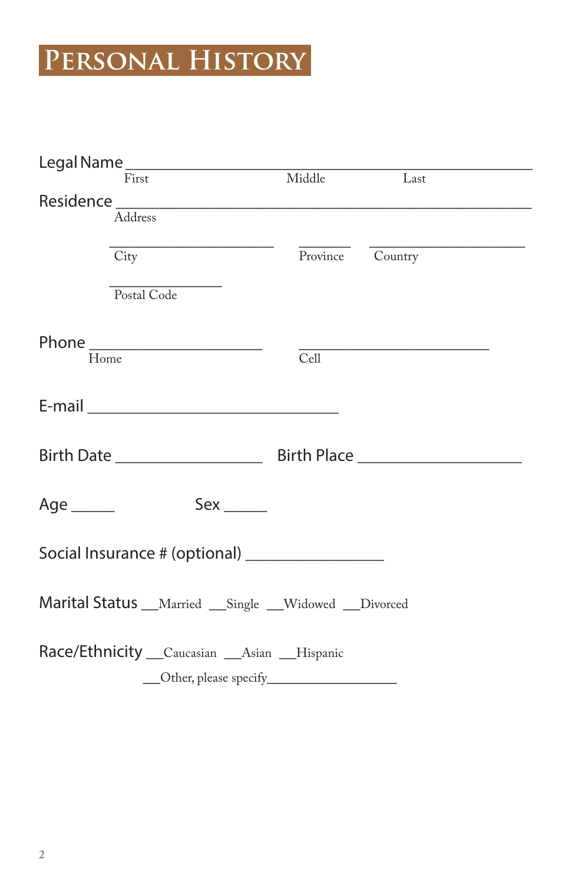# Personal History

Legal Name ______________________________________________________
First Middle Last

Residence ______________________________________________________
Address

______________________ _______ ______________________
City Province Country

_______________
Postal Code

Phone ______________________ __________________________
Home Cell

E-mail __________________________________

Birth Date ____________________ Birth Place ______________________

Age _____ Sex _____

Social Insurance # (optional) __________________

Marital Status __Married __Single __Widowed __Divorced

Race/Ethnicity __Caucasian __Asian __Hispanic

__Other, please specify________________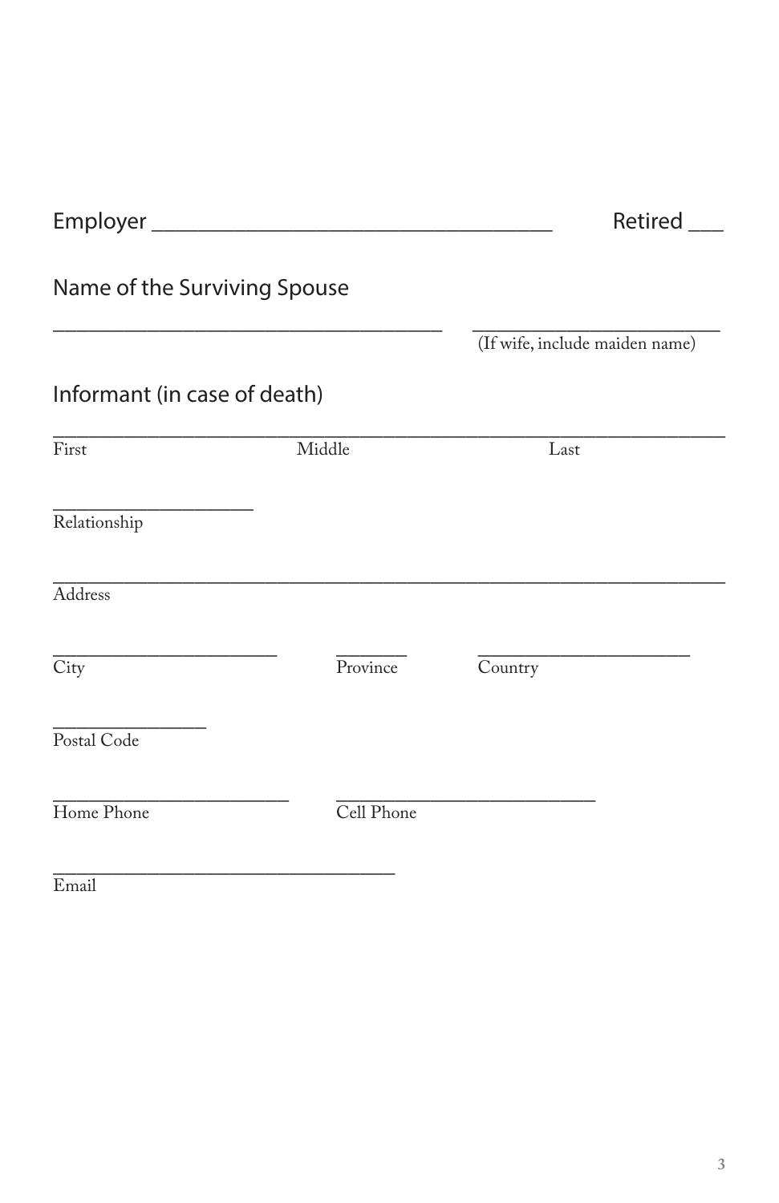Employer ___________________________________ Retired ___

Name of the Surviving Spouse

___________________________________ ___________________________
(If wife, include maiden name)

Informant (in case of death)

_____________________________________________________________
First Middle Last

____________________
Relationship

_____________________________________________________________
Address

______________________ ________ ______________________
City Province Country

_______________
Postal Code

_______________________ __________________________
Home Phone Cell Phone

__________________________________
Email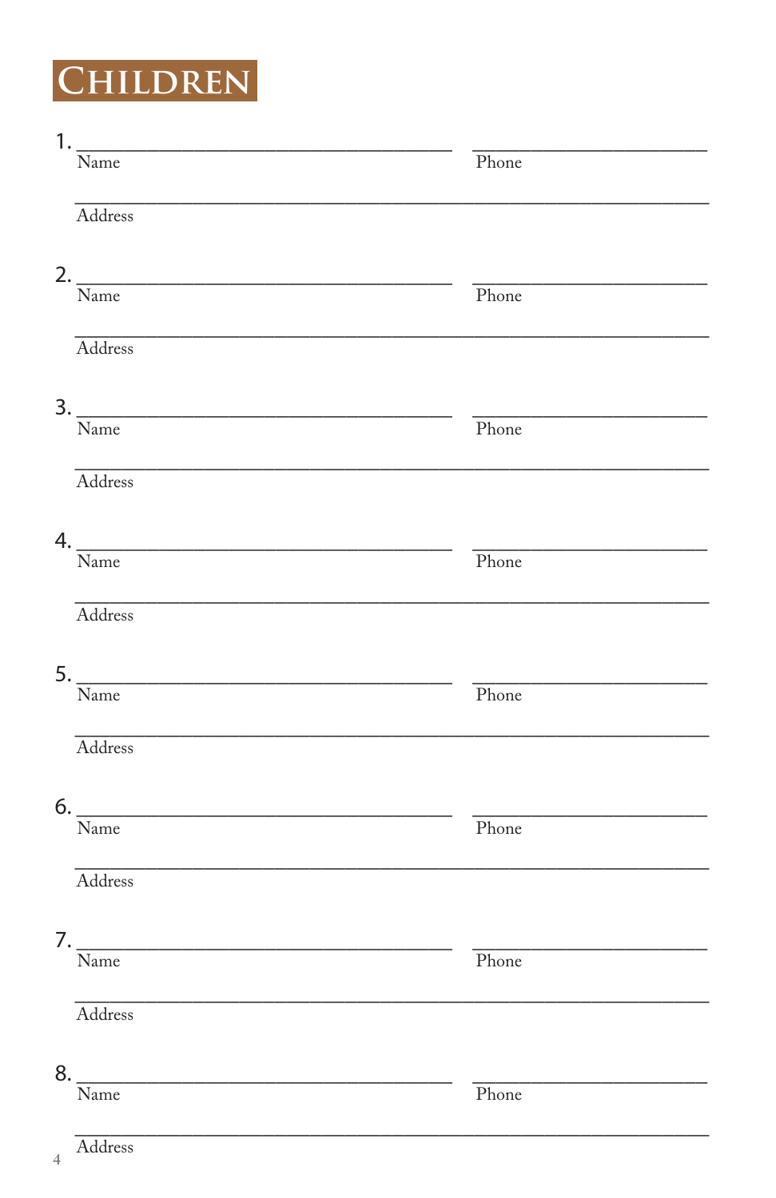# Children

1. \_\_\_\_\_\_\_\_\_\_\_\_\_\_\_\_\_\_\_\_\_\_\_\_\_\_\_\_\_\_\_\_\_\_\_\_ \_\_\_\_\_\_\_\_\_\_\_\_\_\_\_\_\_\_\_\_\_\_\_
   Name Phone

   \_\_\_\_\_\_\_\_\_\_\_\_\_\_\_\_\_\_\_\_\_\_\_\_\_\_\_\_\_\_\_\_\_\_\_\_\_\_\_\_\_\_\_\_\_\_\_\_\_\_\_\_\_\_\_\_\_\_\_\_
   Address

2. \_\_\_\_\_\_\_\_\_\_\_\_\_\_\_\_\_\_\_\_\_\_\_\_\_\_\_\_\_\_\_\_\_\_\_\_ \_\_\_\_\_\_\_\_\_\_\_\_\_\_\_\_\_\_\_\_\_\_\_
   Name Phone

   \_\_\_\_\_\_\_\_\_\_\_\_\_\_\_\_\_\_\_\_\_\_\_\_\_\_\_\_\_\_\_\_\_\_\_\_\_\_\_\_\_\_\_\_\_\_\_\_\_\_\_\_\_\_\_\_\_\_\_\_
   Address

3. \_\_\_\_\_\_\_\_\_\_\_\_\_\_\_\_\_\_\_\_\_\_\_\_\_\_\_\_\_\_\_\_\_\_\_\_ \_\_\_\_\_\_\_\_\_\_\_\_\_\_\_\_\_\_\_\_\_\_\_
   Name Phone

   \_\_\_\_\_\_\_\_\_\_\_\_\_\_\_\_\_\_\_\_\_\_\_\_\_\_\_\_\_\_\_\_\_\_\_\_\_\_\_\_\_\_\_\_\_\_\_\_\_\_\_\_\_\_\_\_\_\_\_\_
   Address

4. \_\_\_\_\_\_\_\_\_\_\_\_\_\_\_\_\_\_\_\_\_\_\_\_\_\_\_\_\_\_\_\_\_\_\_\_ \_\_\_\_\_\_\_\_\_\_\_\_\_\_\_\_\_\_\_\_\_\_\_
   Name Phone

   \_\_\_\_\_\_\_\_\_\_\_\_\_\_\_\_\_\_\_\_\_\_\_\_\_\_\_\_\_\_\_\_\_\_\_\_\_\_\_\_\_\_\_\_\_\_\_\_\_\_\_\_\_\_\_\_\_\_\_\_
   Address

5. \_\_\_\_\_\_\_\_\_\_\_\_\_\_\_\_\_\_\_\_\_\_\_\_\_\_\_\_\_\_\_\_\_\_\_\_ \_\_\_\_\_\_\_\_\_\_\_\_\_\_\_\_\_\_\_\_\_\_\_
   Name Phone

   \_\_\_\_\_\_\_\_\_\_\_\_\_\_\_\_\_\_\_\_\_\_\_\_\_\_\_\_\_\_\_\_\_\_\_\_\_\_\_\_\_\_\_\_\_\_\_\_\_\_\_\_\_\_\_\_\_\_\_\_
   Address

6. \_\_\_\_\_\_\_\_\_\_\_\_\_\_\_\_\_\_\_\_\_\_\_\_\_\_\_\_\_\_\_\_\_\_\_\_ \_\_\_\_\_\_\_\_\_\_\_\_\_\_\_\_\_\_\_\_\_\_\_
   Name Phone

   \_\_\_\_\_\_\_\_\_\_\_\_\_\_\_\_\_\_\_\_\_\_\_\_\_\_\_\_\_\_\_\_\_\_\_\_\_\_\_\_\_\_\_\_\_\_\_\_\_\_\_\_\_\_\_\_\_\_\_\_
   Address

7. \_\_\_\_\_\_\_\_\_\_\_\_\_\_\_\_\_\_\_\_\_\_\_\_\_\_\_\_\_\_\_\_\_\_\_\_ \_\_\_\_\_\_\_\_\_\_\_\_\_\_\_\_\_\_\_\_\_\_\_
   Name Phone

   \_\_\_\_\_\_\_\_\_\_\_\_\_\_\_\_\_\_\_\_\_\_\_\_\_\_\_\_\_\_\_\_\_\_\_\_\_\_\_\_\_\_\_\_\_\_\_\_\_\_\_\_\_\_\_\_\_\_\_\_
   Address

8. \_\_\_\_\_\_\_\_\_\_\_\_\_\_\_\_\_\_\_\_\_\_\_\_\_\_\_\_\_\_\_\_\_\_\_\_ \_\_\_\_\_\_\_\_\_\_\_\_\_\_\_\_\_\_\_\_\_\_\_
   Name Phone

   \_\_\_\_\_\_\_\_\_\_\_\_\_\_\_\_\_\_\_\_\_\_\_\_\_\_\_\_\_\_\_\_\_\_\_\_\_\_\_\_\_\_\_\_\_\_\_\_\_\_\_\_\_\_\_\_\_\_\_\_
   Address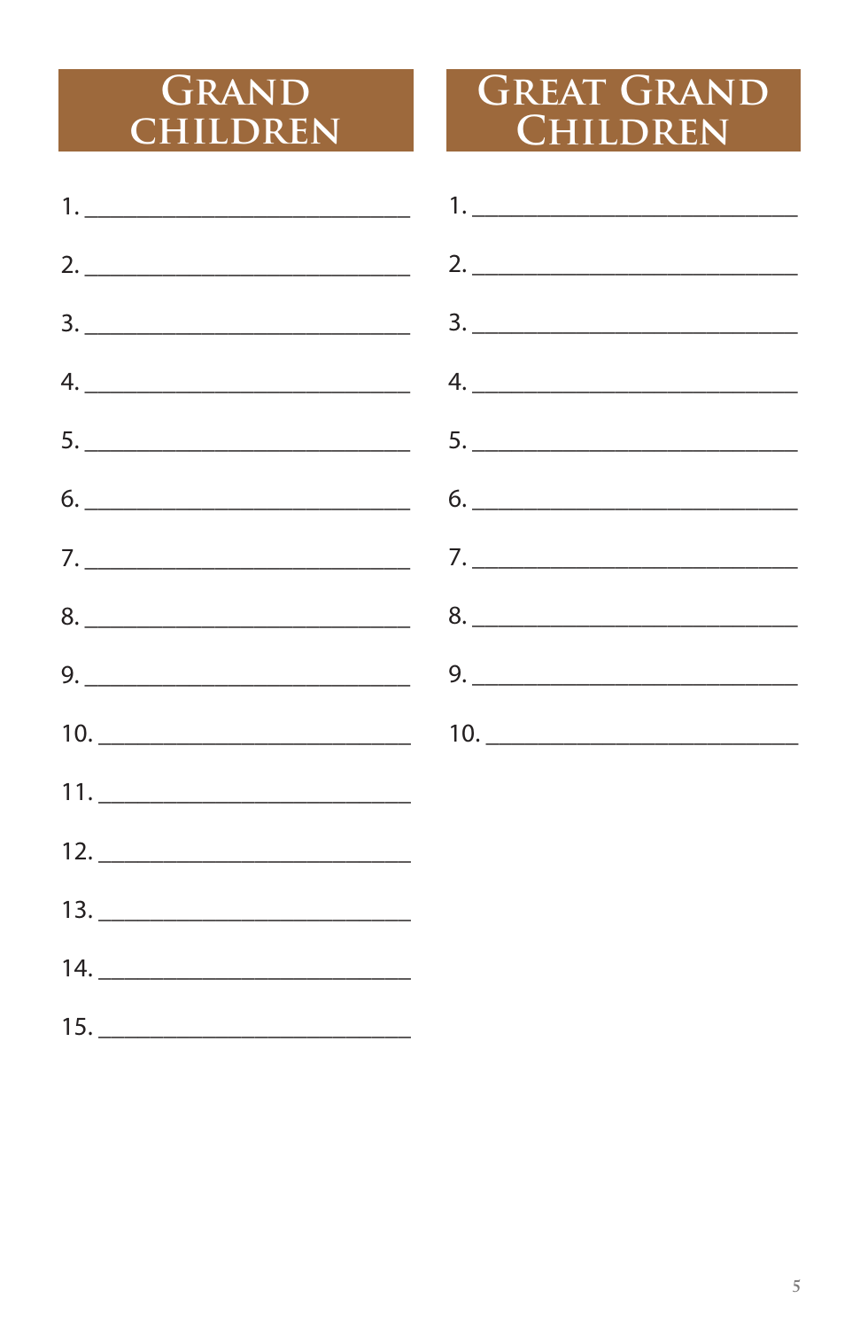## Grand Children

1. ___________________________
2. ___________________________
3. ___________________________
4. ___________________________
5. ___________________________
6. ___________________________
7. ___________________________
8. ___________________________
9. ___________________________
10. ___________________________
11. ___________________________
12. ___________________________
13. ___________________________
14. ___________________________
15. ___________________________

## Great Grand Children

1. ___________________________
2. ___________________________
3. ___________________________
4. ___________________________
5. ___________________________
6. ___________________________
7. ___________________________
8. ___________________________
9. ___________________________
10. ___________________________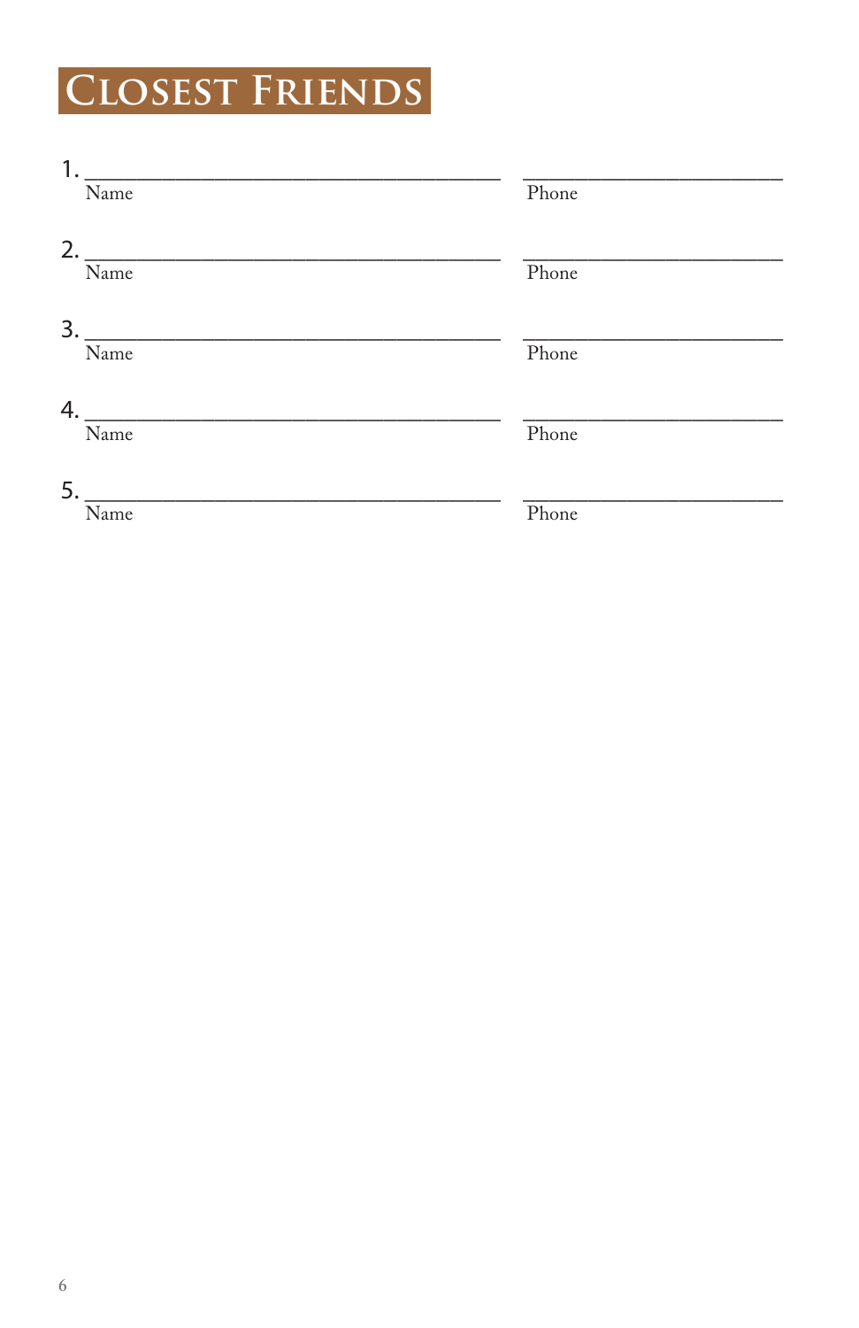# Closest Friends

1. ______________________________________ ________________________
   Name Phone

2. ______________________________________ ________________________
   Name Phone

3. ______________________________________ ________________________
   Name Phone

4. ______________________________________ ________________________
   Name Phone

5. ______________________________________ ________________________
   Name Phone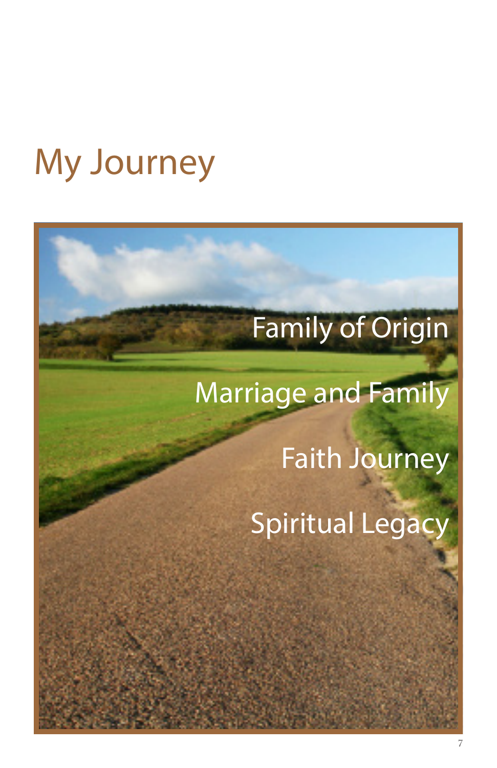# My Journey

Family of Origin

Marriage and Family

Faith Journey

Spiritual Legacy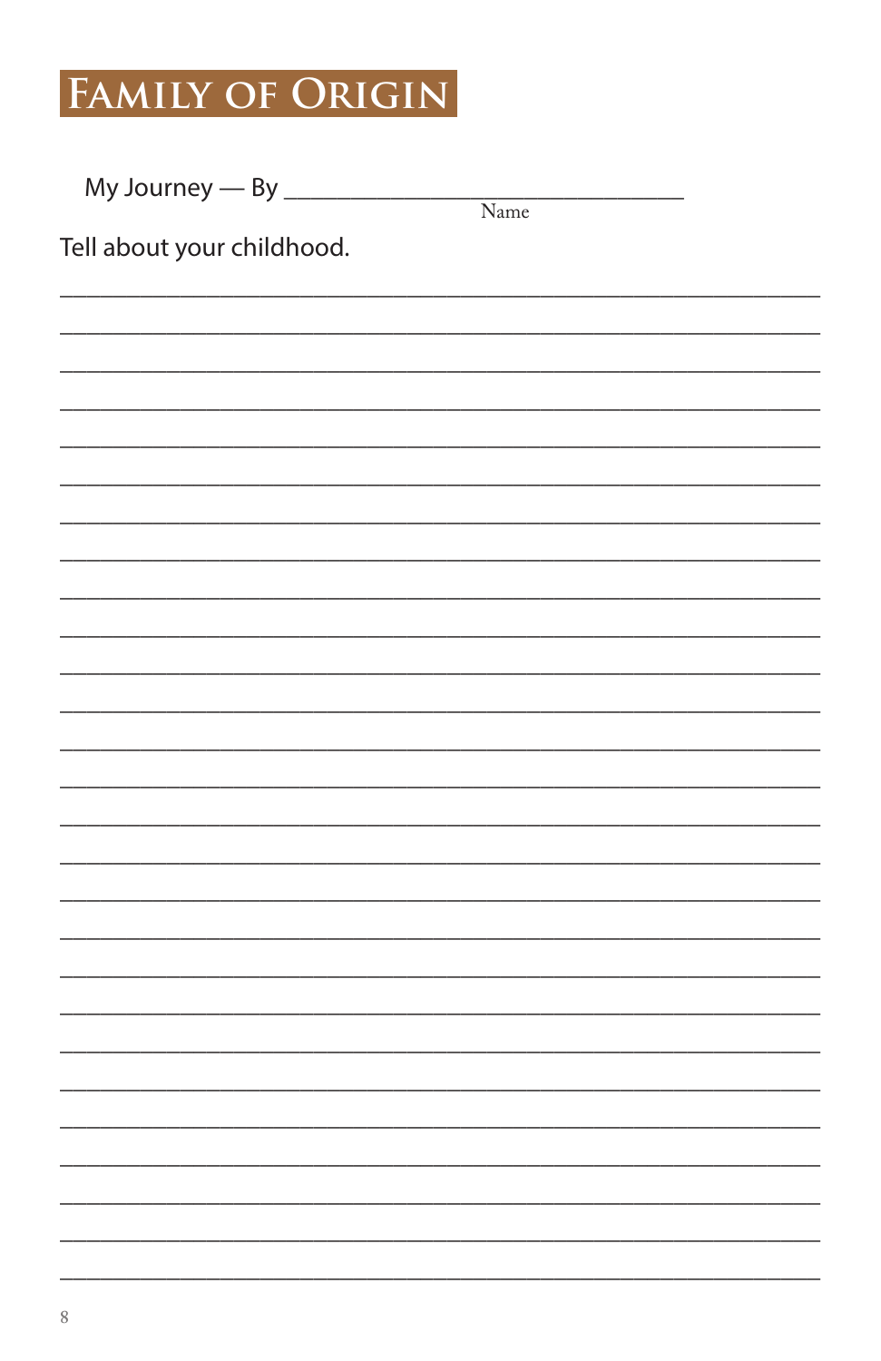# Family of Origin

My Journey — By ________________________________
Name

Tell about your childhood.

_______________________________________________________________

_______________________________________________________________

_______________________________________________________________

_______________________________________________________________

_______________________________________________________________

_______________________________________________________________

_______________________________________________________________

_______________________________________________________________

_______________________________________________________________

_______________________________________________________________

_______________________________________________________________

_______________________________________________________________

_______________________________________________________________

_______________________________________________________________

_______________________________________________________________

_______________________________________________________________

_______________________________________________________________

_______________________________________________________________

_______________________________________________________________

_______________________________________________________________

_______________________________________________________________

_______________________________________________________________

_______________________________________________________________

_______________________________________________________________

_______________________________________________________________

_______________________________________________________________

_______________________________________________________________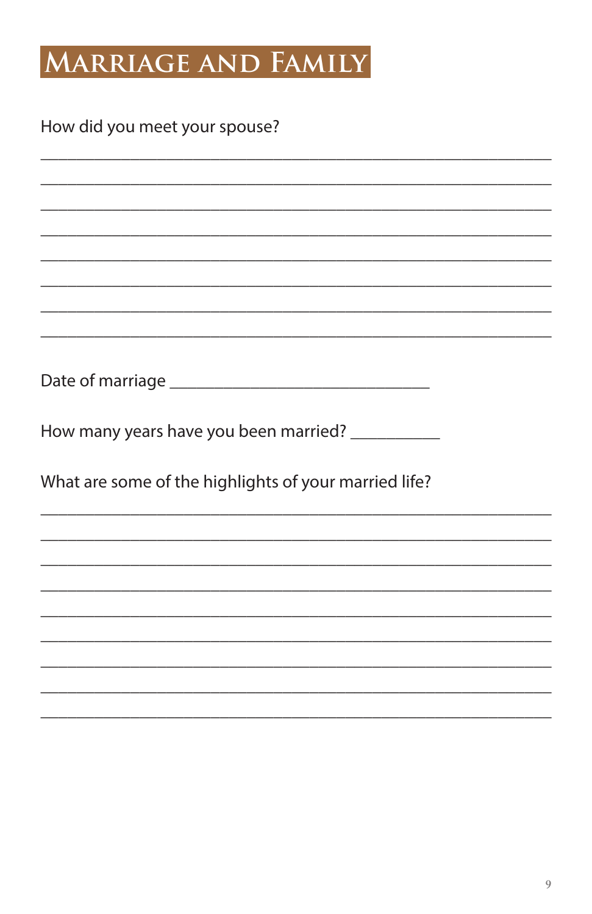# Marriage and Family

How did you meet your spouse?

________________________________________________________________

________________________________________________________________

________________________________________________________________

________________________________________________________________

________________________________________________________________

________________________________________________________________

________________________________________________________________

________________________________________________________________

Date of marriage ________________________________

How many years have you been married? ___________

What are some of the highlights of your married life?

________________________________________________________________

________________________________________________________________

________________________________________________________________

________________________________________________________________

________________________________________________________________

________________________________________________________________

________________________________________________________________

________________________________________________________________

________________________________________________________________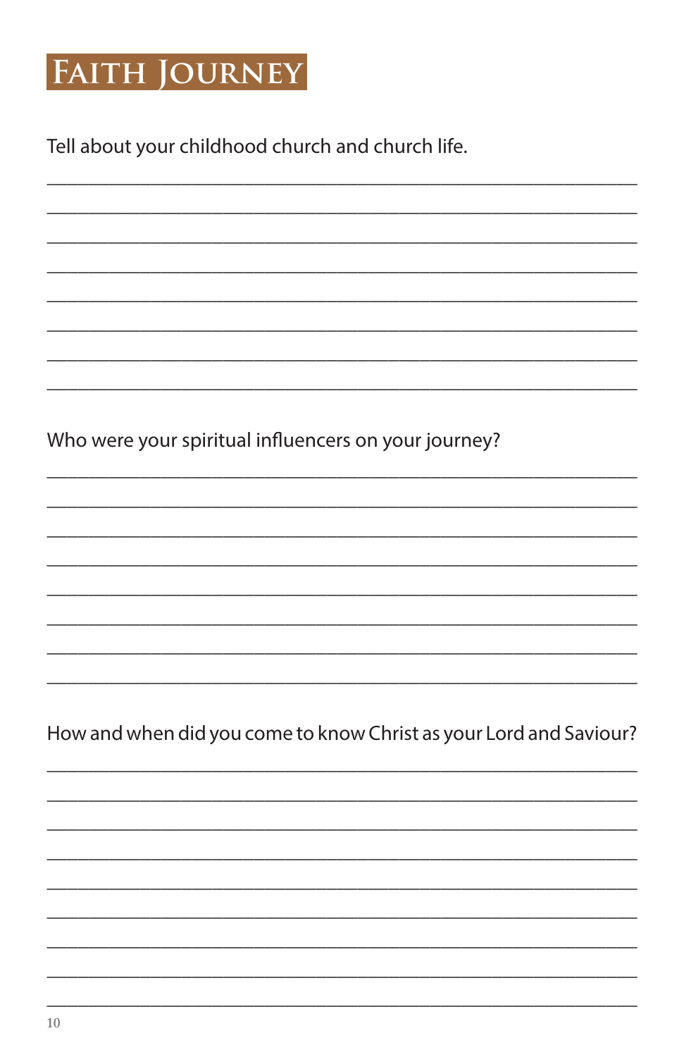# Faith Journey

Tell about your childhood church and church life.

Who were your spiritual influencers on your journey?

How and when did you come to know Christ as your Lord and Saviour?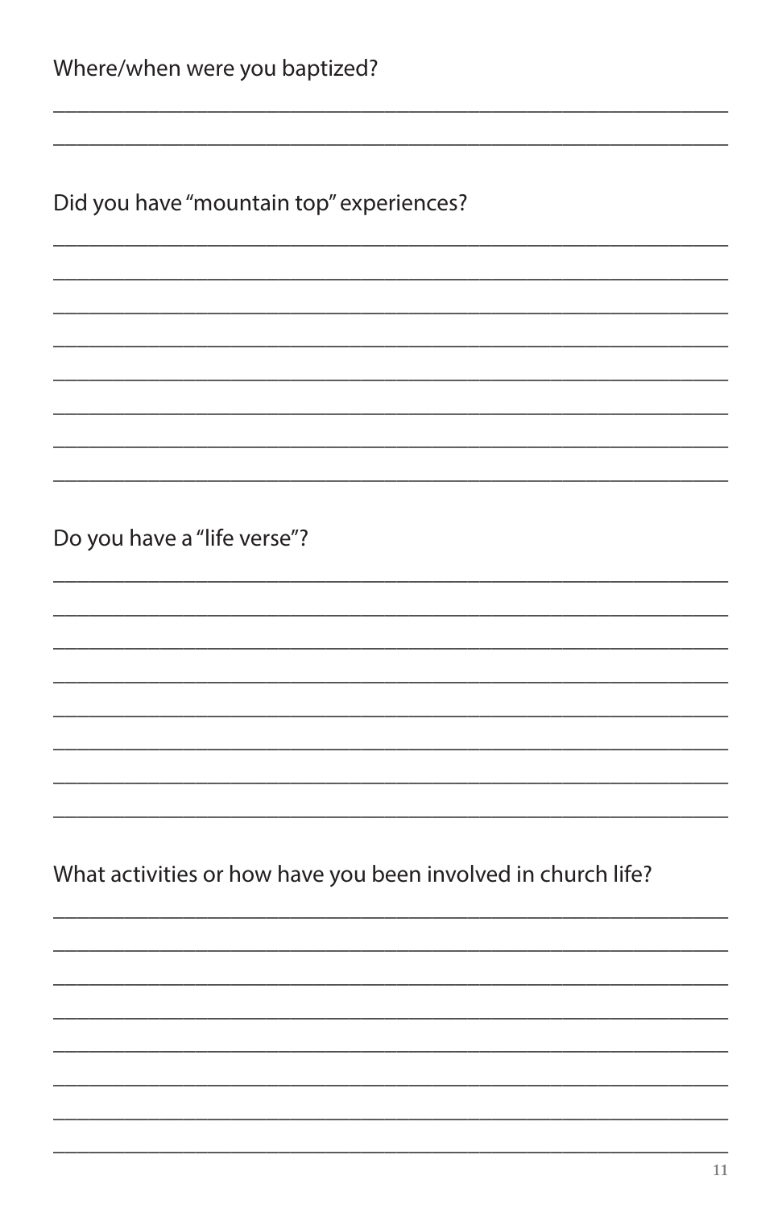Where/when were you baptized?

\_\_\_\_\_\_\_\_\_\_\_\_\_\_\_\_\_\_\_\_\_\_\_\_\_\_\_\_\_\_\_\_\_\_\_\_\_\_\_\_\_\_\_\_\_\_\_\_\_\_\_\_\_\_\_\_

\_\_\_\_\_\_\_\_\_\_\_\_\_\_\_\_\_\_\_\_\_\_\_\_\_\_\_\_\_\_\_\_\_\_\_\_\_\_\_\_\_\_\_\_\_\_\_\_\_\_\_\_\_\_\_\_

Did you have "mountain top" experiences?

\_\_\_\_\_\_\_\_\_\_\_\_\_\_\_\_\_\_\_\_\_\_\_\_\_\_\_\_\_\_\_\_\_\_\_\_\_\_\_\_\_\_\_\_\_\_\_\_\_\_\_\_\_\_\_\_

\_\_\_\_\_\_\_\_\_\_\_\_\_\_\_\_\_\_\_\_\_\_\_\_\_\_\_\_\_\_\_\_\_\_\_\_\_\_\_\_\_\_\_\_\_\_\_\_\_\_\_\_\_\_\_\_

\_\_\_\_\_\_\_\_\_\_\_\_\_\_\_\_\_\_\_\_\_\_\_\_\_\_\_\_\_\_\_\_\_\_\_\_\_\_\_\_\_\_\_\_\_\_\_\_\_\_\_\_\_\_\_\_

\_\_\_\_\_\_\_\_\_\_\_\_\_\_\_\_\_\_\_\_\_\_\_\_\_\_\_\_\_\_\_\_\_\_\_\_\_\_\_\_\_\_\_\_\_\_\_\_\_\_\_\_\_\_\_\_

\_\_\_\_\_\_\_\_\_\_\_\_\_\_\_\_\_\_\_\_\_\_\_\_\_\_\_\_\_\_\_\_\_\_\_\_\_\_\_\_\_\_\_\_\_\_\_\_\_\_\_\_\_\_\_\_

\_\_\_\_\_\_\_\_\_\_\_\_\_\_\_\_\_\_\_\_\_\_\_\_\_\_\_\_\_\_\_\_\_\_\_\_\_\_\_\_\_\_\_\_\_\_\_\_\_\_\_\_\_\_\_\_

\_\_\_\_\_\_\_\_\_\_\_\_\_\_\_\_\_\_\_\_\_\_\_\_\_\_\_\_\_\_\_\_\_\_\_\_\_\_\_\_\_\_\_\_\_\_\_\_\_\_\_\_\_\_\_\_

\_\_\_\_\_\_\_\_\_\_\_\_\_\_\_\_\_\_\_\_\_\_\_\_\_\_\_\_\_\_\_\_\_\_\_\_\_\_\_\_\_\_\_\_\_\_\_\_\_\_\_\_\_\_\_\_

Do you have a "life verse"?

\_\_\_\_\_\_\_\_\_\_\_\_\_\_\_\_\_\_\_\_\_\_\_\_\_\_\_\_\_\_\_\_\_\_\_\_\_\_\_\_\_\_\_\_\_\_\_\_\_\_\_\_\_\_\_\_

\_\_\_\_\_\_\_\_\_\_\_\_\_\_\_\_\_\_\_\_\_\_\_\_\_\_\_\_\_\_\_\_\_\_\_\_\_\_\_\_\_\_\_\_\_\_\_\_\_\_\_\_\_\_\_\_

\_\_\_\_\_\_\_\_\_\_\_\_\_\_\_\_\_\_\_\_\_\_\_\_\_\_\_\_\_\_\_\_\_\_\_\_\_\_\_\_\_\_\_\_\_\_\_\_\_\_\_\_\_\_\_\_

\_\_\_\_\_\_\_\_\_\_\_\_\_\_\_\_\_\_\_\_\_\_\_\_\_\_\_\_\_\_\_\_\_\_\_\_\_\_\_\_\_\_\_\_\_\_\_\_\_\_\_\_\_\_\_\_

\_\_\_\_\_\_\_\_\_\_\_\_\_\_\_\_\_\_\_\_\_\_\_\_\_\_\_\_\_\_\_\_\_\_\_\_\_\_\_\_\_\_\_\_\_\_\_\_\_\_\_\_\_\_\_\_

\_\_\_\_\_\_\_\_\_\_\_\_\_\_\_\_\_\_\_\_\_\_\_\_\_\_\_\_\_\_\_\_\_\_\_\_\_\_\_\_\_\_\_\_\_\_\_\_\_\_\_\_\_\_\_\_

\_\_\_\_\_\_\_\_\_\_\_\_\_\_\_\_\_\_\_\_\_\_\_\_\_\_\_\_\_\_\_\_\_\_\_\_\_\_\_\_\_\_\_\_\_\_\_\_\_\_\_\_\_\_\_\_

\_\_\_\_\_\_\_\_\_\_\_\_\_\_\_\_\_\_\_\_\_\_\_\_\_\_\_\_\_\_\_\_\_\_\_\_\_\_\_\_\_\_\_\_\_\_\_\_\_\_\_\_\_\_\_\_

What activities or how have you been involved in church life?

\_\_\_\_\_\_\_\_\_\_\_\_\_\_\_\_\_\_\_\_\_\_\_\_\_\_\_\_\_\_\_\_\_\_\_\_\_\_\_\_\_\_\_\_\_\_\_\_\_\_\_\_\_\_\_\_

\_\_\_\_\_\_\_\_\_\_\_\_\_\_\_\_\_\_\_\_\_\_\_\_\_\_\_\_\_\_\_\_\_\_\_\_\_\_\_\_\_\_\_\_\_\_\_\_\_\_\_\_\_\_\_\_

\_\_\_\_\_\_\_\_\_\_\_\_\_\_\_\_\_\_\_\_\_\_\_\_\_\_\_\_\_\_\_\_\_\_\_\_\_\_\_\_\_\_\_\_\_\_\_\_\_\_\_\_\_\_\_\_

\_\_\_\_\_\_\_\_\_\_\_\_\_\_\_\_\_\_\_\_\_\_\_\_\_\_\_\_\_\_\_\_\_\_\_\_\_\_\_\_\_\_\_\_\_\_\_\_\_\_\_\_\_\_\_\_

\_\_\_\_\_\_\_\_\_\_\_\_\_\_\_\_\_\_\_\_\_\_\_\_\_\_\_\_\_\_\_\_\_\_\_\_\_\_\_\_\_\_\_\_\_\_\_\_\_\_\_\_\_\_\_\_

\_\_\_\_\_\_\_\_\_\_\_\_\_\_\_\_\_\_\_\_\_\_\_\_\_\_\_\_\_\_\_\_\_\_\_\_\_\_\_\_\_\_\_\_\_\_\_\_\_\_\_\_\_\_\_\_

\_\_\_\_\_\_\_\_\_\_\_\_\_\_\_\_\_\_\_\_\_\_\_\_\_\_\_\_\_\_\_\_\_\_\_\_\_\_\_\_\_\_\_\_\_\_\_\_\_\_\_\_\_\_\_\_

\_\_\_\_\_\_\_\_\_\_\_\_\_\_\_\_\_\_\_\_\_\_\_\_\_\_\_\_\_\_\_\_\_\_\_\_\_\_\_\_\_\_\_\_\_\_\_\_\_\_\_\_\_\_\_\_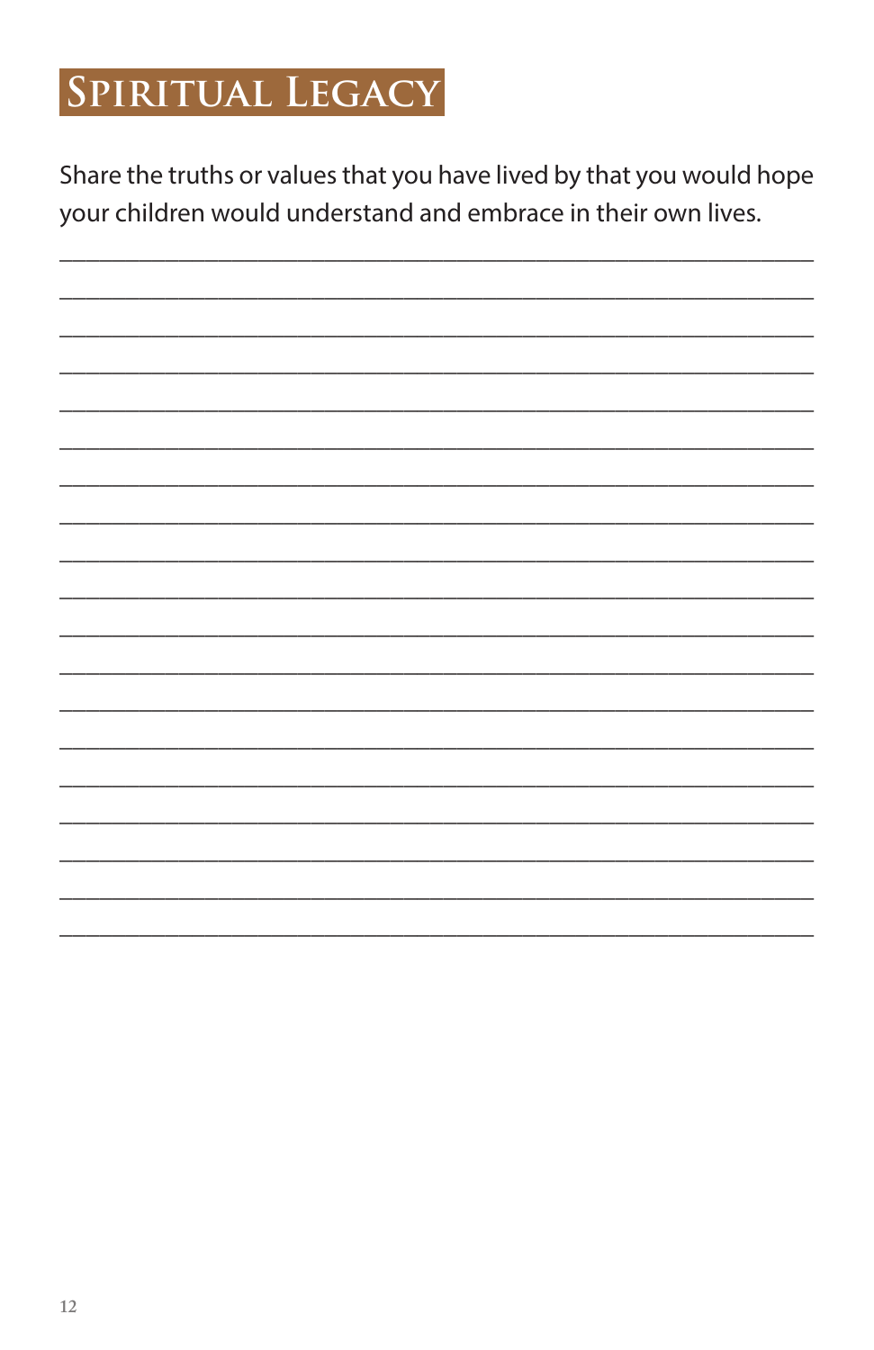# Spiritual Legacy

Share the truths or values that you have lived by that you would hope your children would understand and embrace in their own lives.

___________________________________________________________________________

___________________________________________________________________________

___________________________________________________________________________

___________________________________________________________________________

___________________________________________________________________________

___________________________________________________________________________

___________________________________________________________________________

___________________________________________________________________________

___________________________________________________________________________

___________________________________________________________________________

___________________________________________________________________________

___________________________________________________________________________

___________________________________________________________________________

___________________________________________________________________________

___________________________________________________________________________

___________________________________________________________________________

___________________________________________________________________________

___________________________________________________________________________

___________________________________________________________________________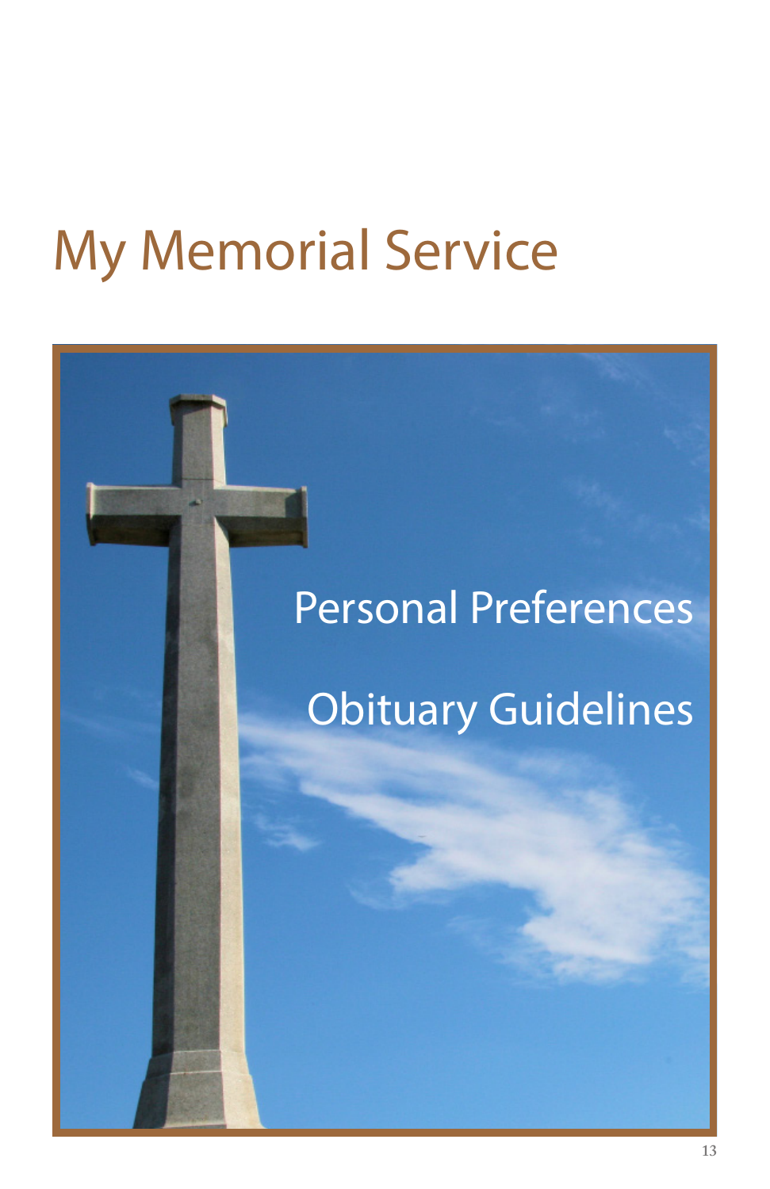# My Memorial Service

Personal Preferences

Obituary Guidelines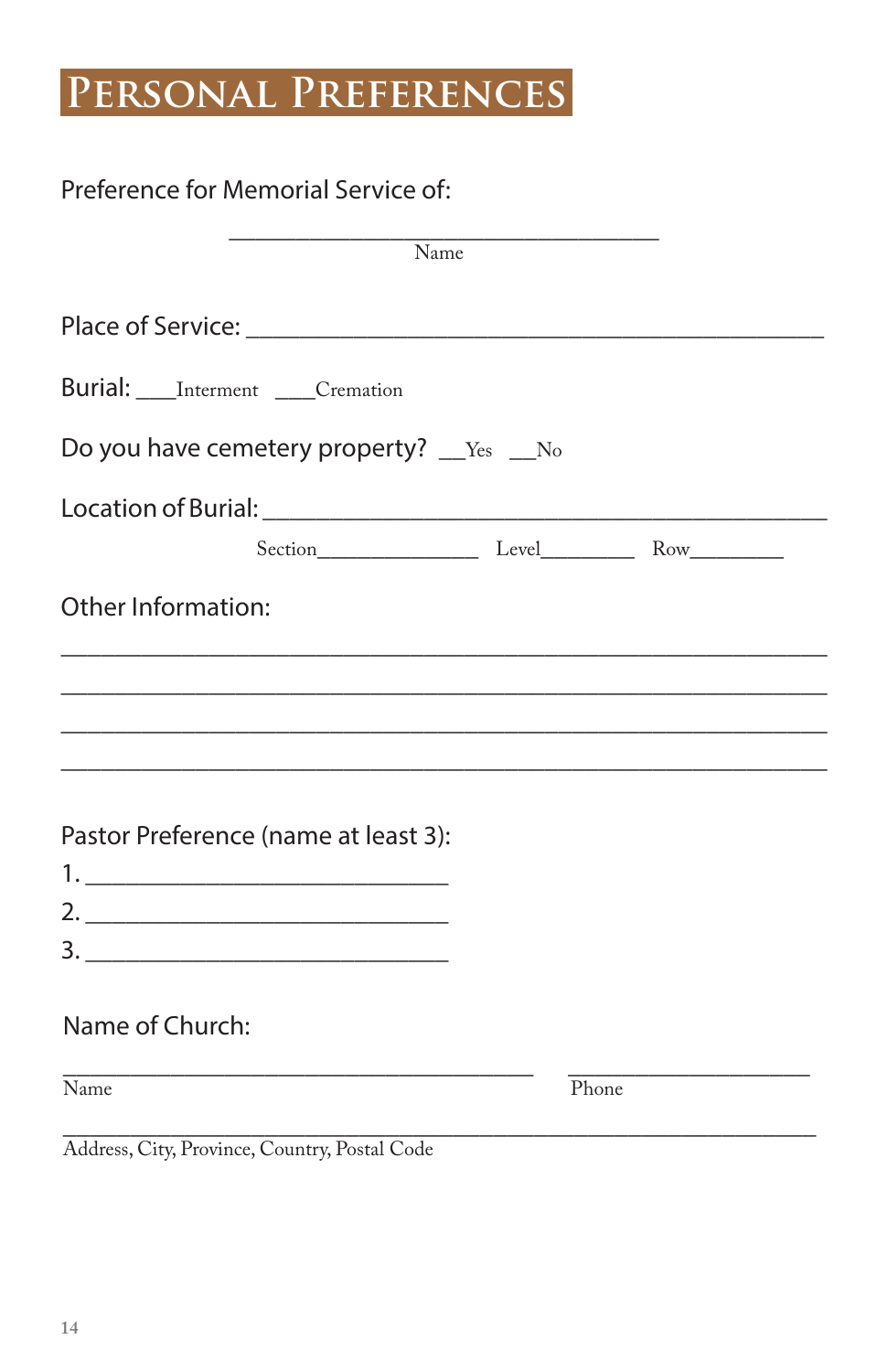# Personal Preferences

Preference for Memorial Service of:

_________________________________
Name

Place of Service: _________________________________________

Burial: ___Interment ___Cremation

Do you have cemetery property? __Yes __No

Location of Burial: _________________________________________

Section______________ Level________ Row________

Other Information:

_____________________________________________________________

_____________________________________________________________

_____________________________________________________________

_____________________________________________________________

Pastor Preference (name at least 3):

1. ____________________________
2. ____________________________
3. ____________________________

Name of Church:

_________________________________ ____________________
Name Phone

_____________________________________________________________
Address, City, Province, Country, Postal Code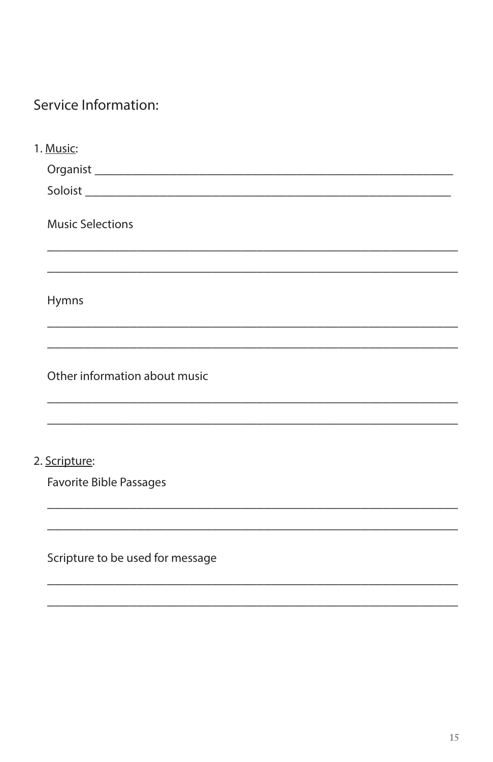## Service Information:

1. Music:

Organist ____________________________________________________________

Soloist _____________________________________________________________

Music Selections

_____________________________________________________________________

_____________________________________________________________________

Hymns

_____________________________________________________________________

_____________________________________________________________________

Other information about music

_____________________________________________________________________

_____________________________________________________________________

2. Scripture:

Favorite Bible Passages

_____________________________________________________________________

_____________________________________________________________________

Scripture to be used for message

_____________________________________________________________________

_____________________________________________________________________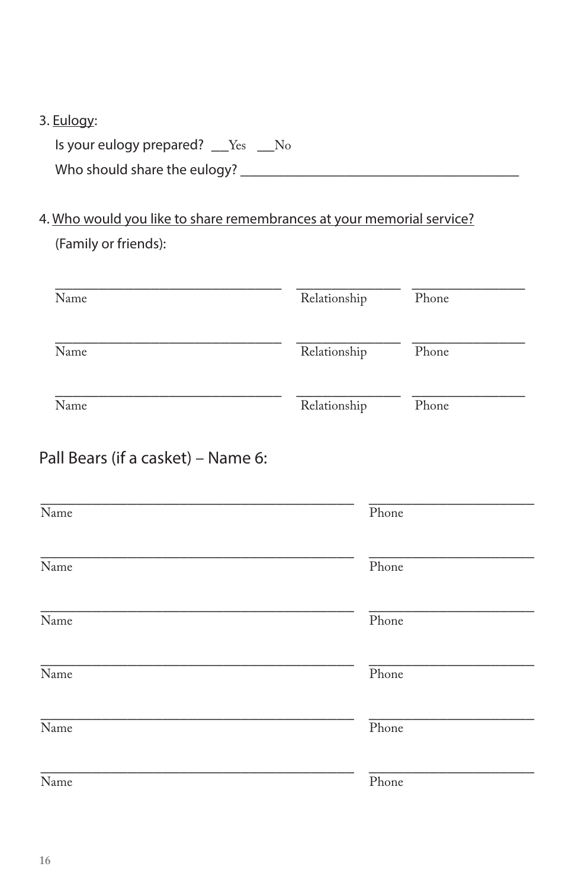3. <u>Eulogy</u>:

Is your eulogy prepared? \_\_Yes \_\_No

Who should share the eulogy? \_\_\_\_\_\_\_\_\_\_\_\_\_\_\_\_\_\_\_\_\_\_\_\_\_\_\_\_\_\_\_\_\_\_\_\_\_\_\_\_

4. <u>Who would you like to share remembrances at your memorial service?</u>

(Family or friends):

| Name | Relationship | Phone |
| --- | --- | --- |
| | | |
| | | |
| | | |

## Pall Bears (if a casket) – Name 6:

| Name | Phone |
| --- | --- |
| | |
| | |
| | |
| | |
| | |
| | |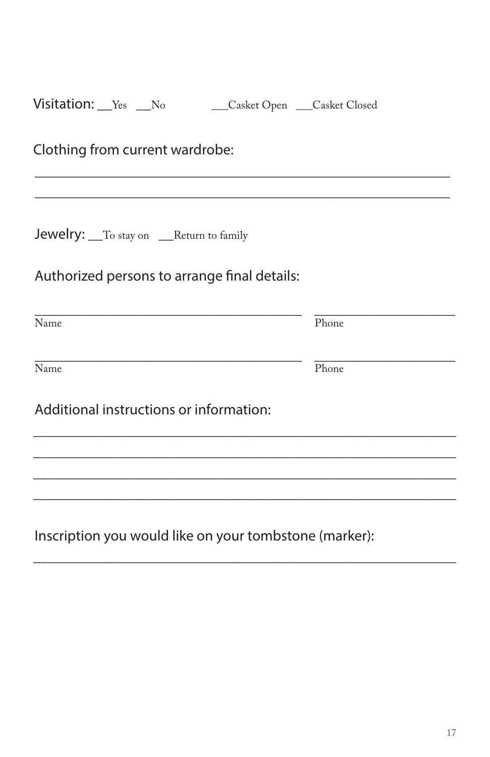Visitation: __Yes __No ___Casket Open ___Casket Closed

Clothing from current wardrobe:

______________________________________________________________

______________________________________________________________

Jewelry: __To stay on __Return to family

Authorized persons to arrange final details:

________________________________________ ____________________
Name Phone

________________________________________ ____________________
Name Phone

Additional instructions or information:

______________________________________________________________

______________________________________________________________

______________________________________________________________

______________________________________________________________

Inscription you would like on your tombstone (marker):

______________________________________________________________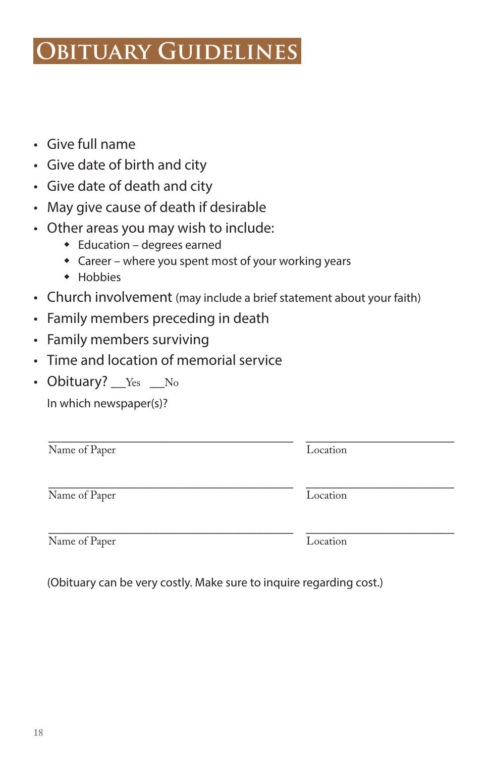# Obituary Guidelines

- Give full name
- Give date of birth and city
- Give date of death and city
- May give cause of death if desirable
- Other areas you may wish to include:
  - Education – degrees earned
  - Career – where you spent most of your working years
  - Hobbies
- Church involvement (may include a brief statement about your faith)
- Family members preceding in death
- Family members surviving
- Time and location of memorial service
- Obituary? __Yes __No

  In which newspaper(s)?

______________________________ ______________________

Name of Paper Location

______________________________ ______________________

Name of Paper Location

______________________________ ______________________

Name of Paper Location

(Obituary can be very costly. Make sure to inquire regarding cost.)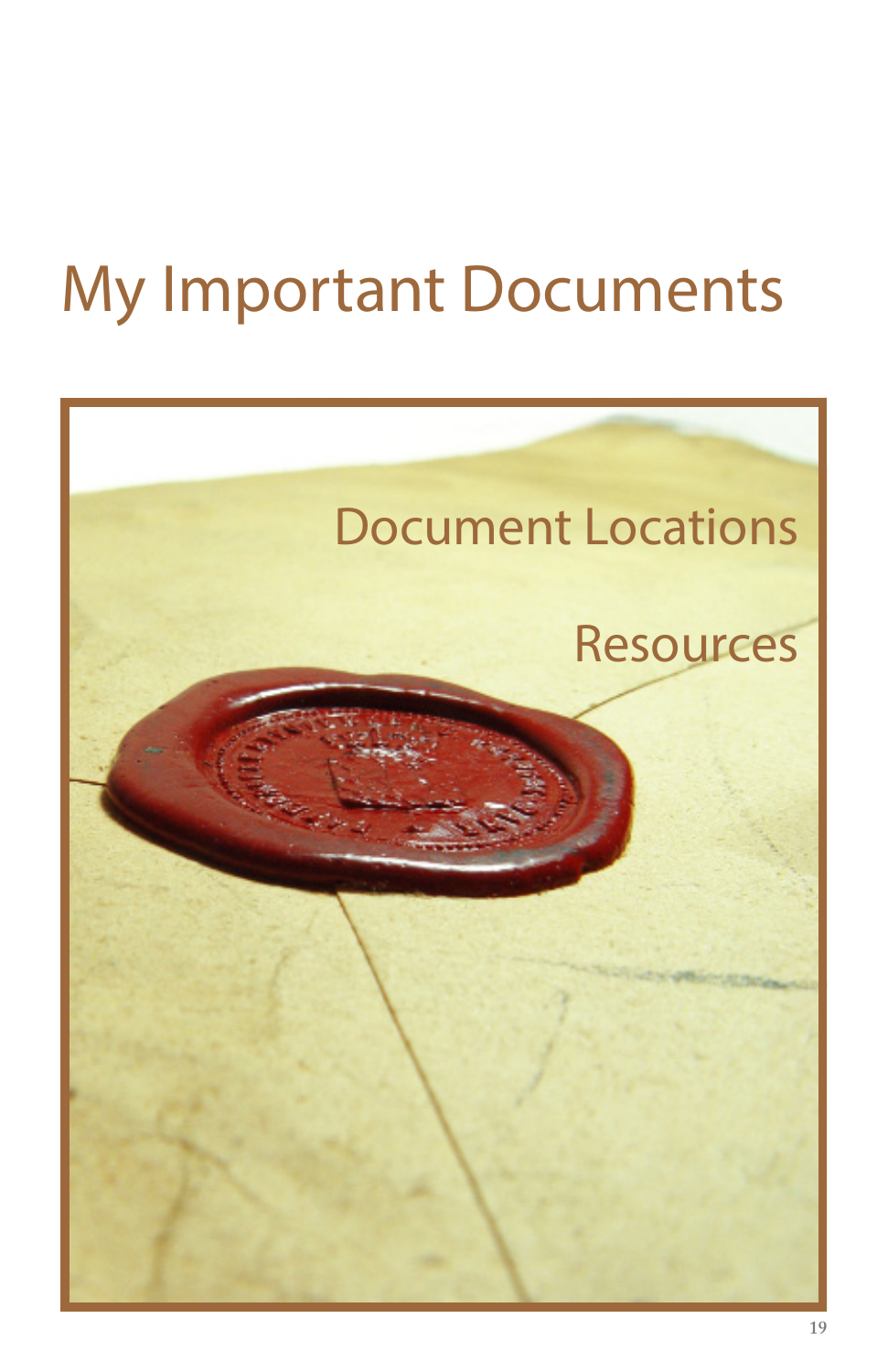# My Important Documents

Document Locations

Resources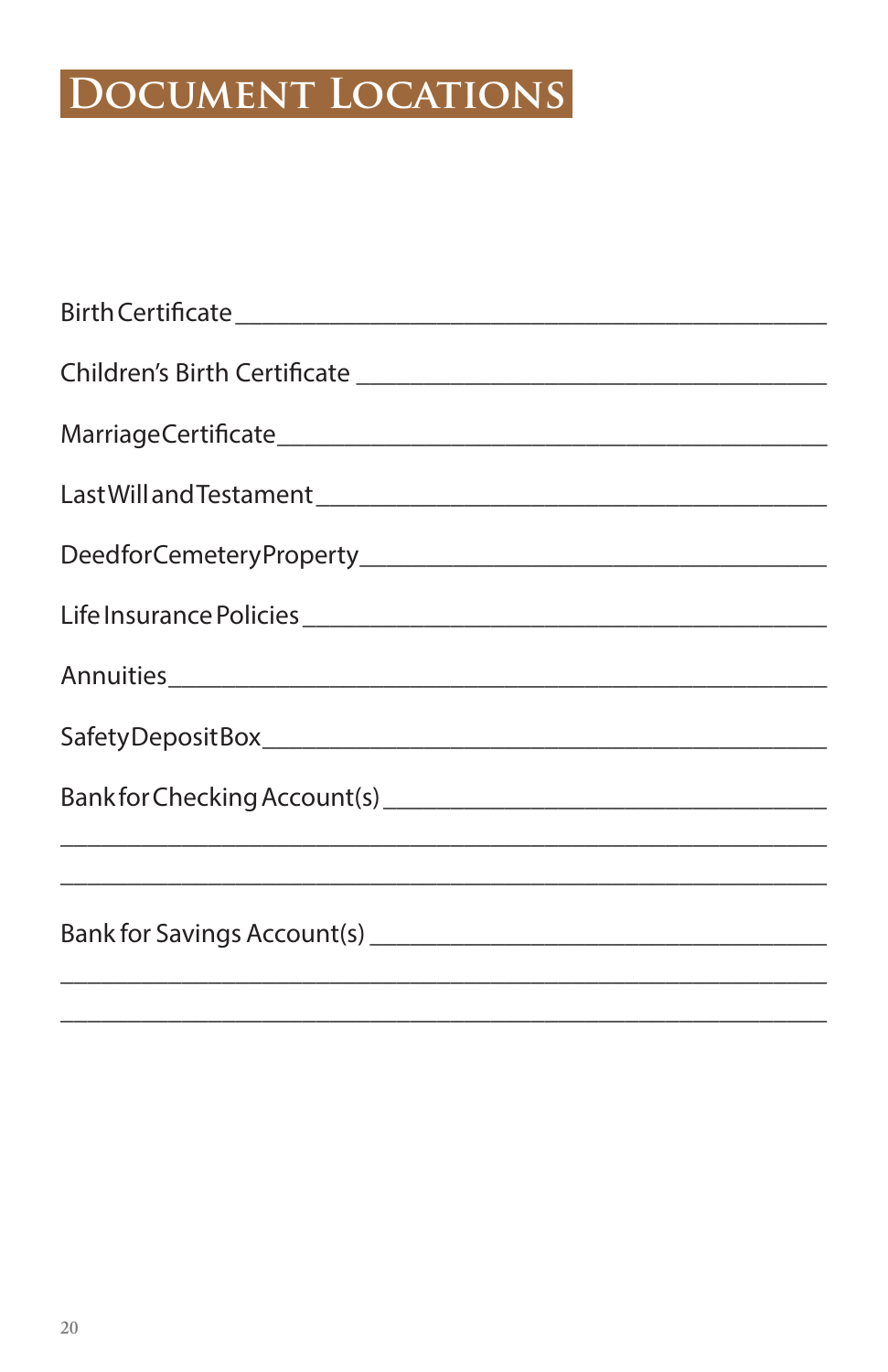# Document Locations

Birth Certificate ___________________________________________

Children's Birth Certificate ________________________________

Marriage Certificate ________________________________________

Last Will and Testament ____________________________________

Deed for Cemetery Property _________________________________

Life Insurance Policies ______________________________________

Annuities _________________________________________________

Safety Deposit Box _________________________________________

Bank for Checking Account(s) _______________________________

___________________________________________________________

___________________________________________________________

Bank for Savings Account(s) _________________________________

___________________________________________________________

___________________________________________________________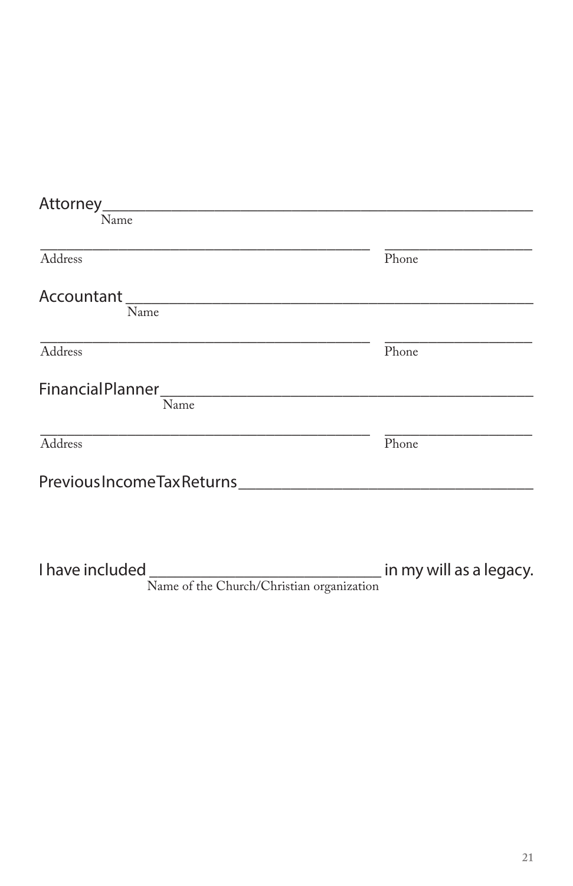Attorney______________________________________________

Name

______________________________________ ________________

Address Phone

Accountant ____________________________________________

Name

______________________________________ ________________

Address Phone

Financial Planner ________________________________________

Name

______________________________________ ________________

Address Phone

Previous Income Tax Returns _______________________________

I have included ___________________________ in my will as a legacy.

Name of the Church/Christian organization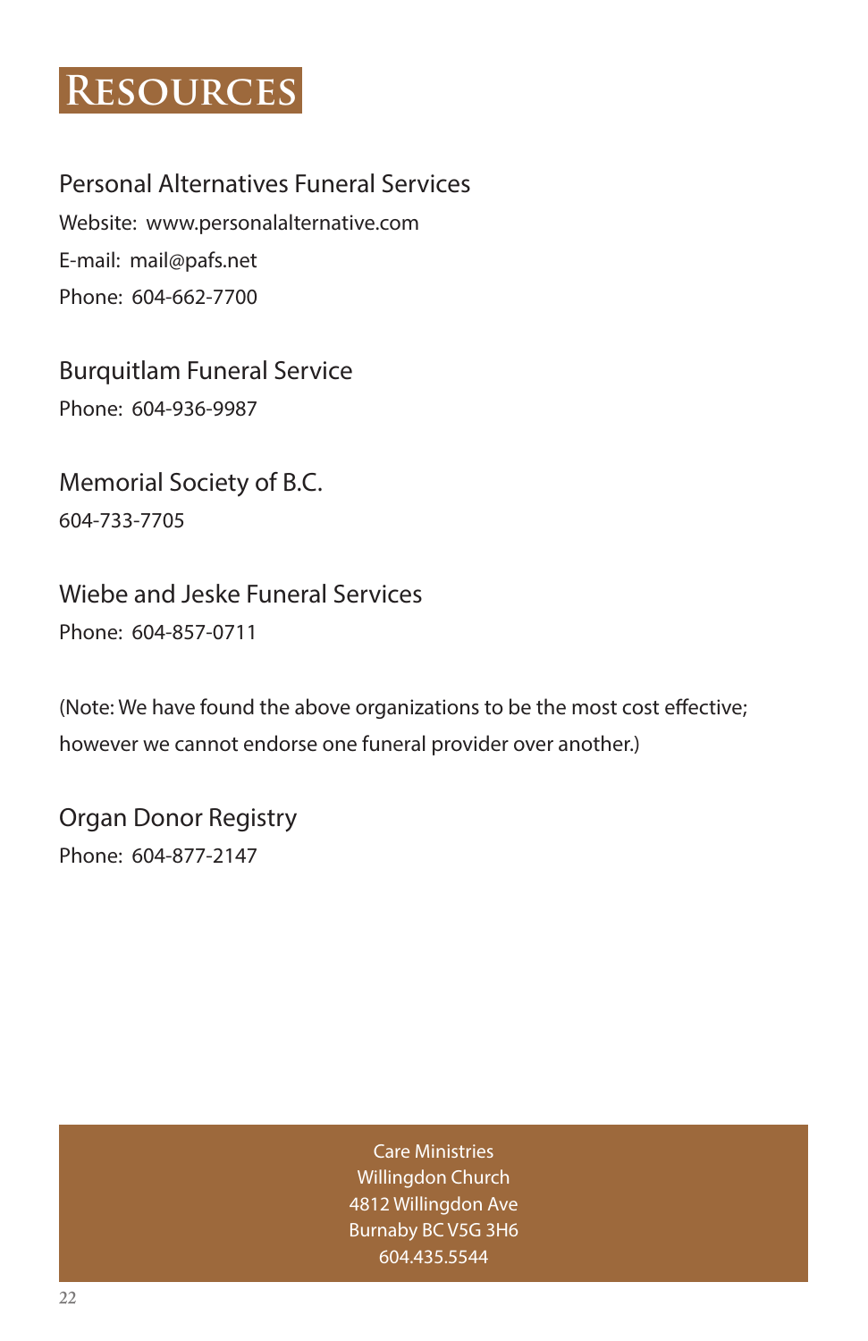# Resources

### Personal Alternatives Funeral Services

Website: www.personalalternative.com

E-mail: mail@pafs.net

Phone: 604-662-7700

### Burquitlam Funeral Service

Phone: 604-936-9987

### Memorial Society of B.C.

604-733-7705

### Wiebe and Jeske Funeral Services

Phone: 604-857-0711

(Note: We have found the above organizations to be the most cost effective; however we cannot endorse one funeral provider over another.)

### Organ Donor Registry

Phone: 604-877-2147

Care Ministries
Willingdon Church
4812 Willingdon Ave
Burnaby BC V5G 3H6
604.435.5544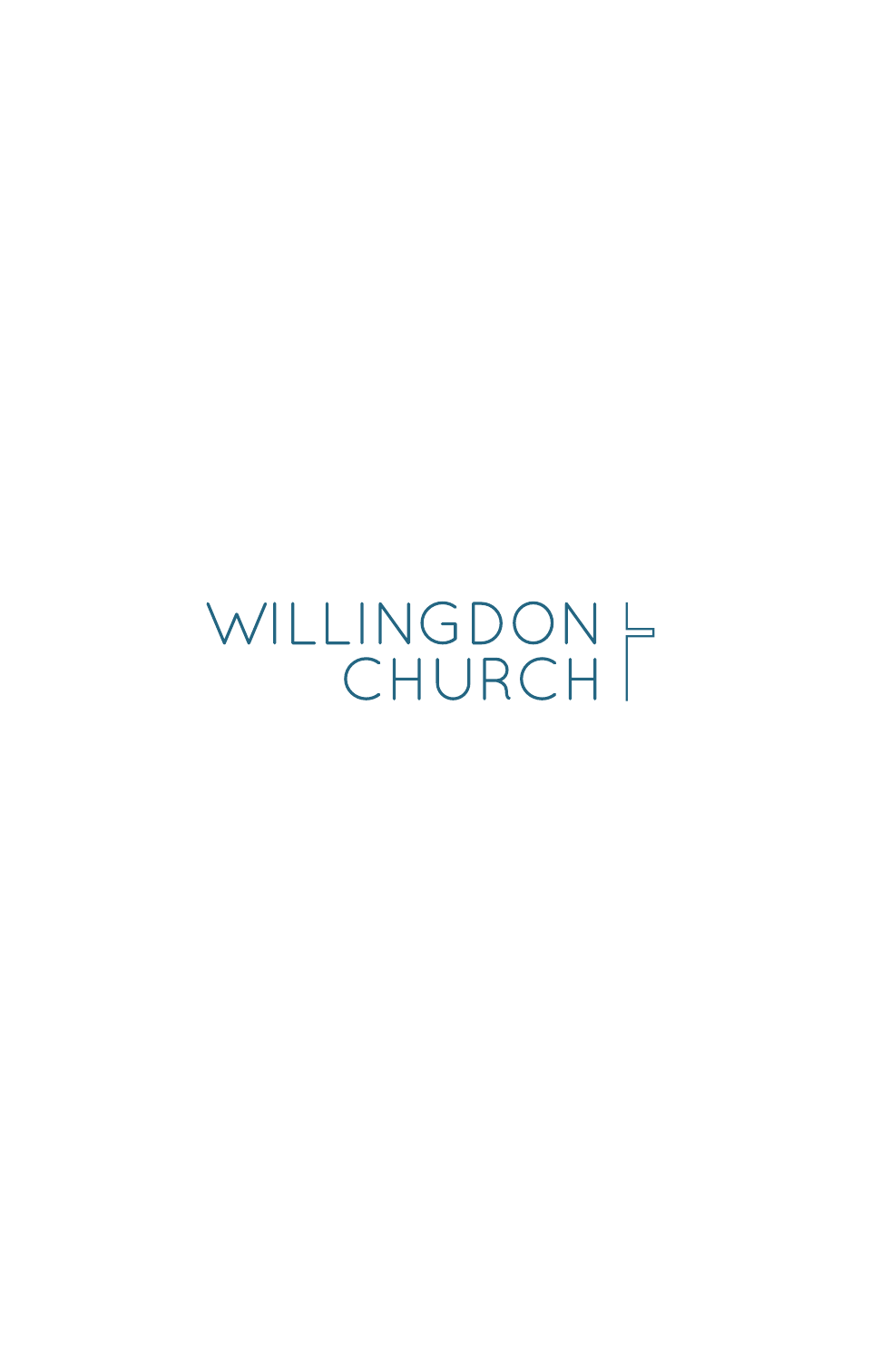WILLINGDON CHURCH